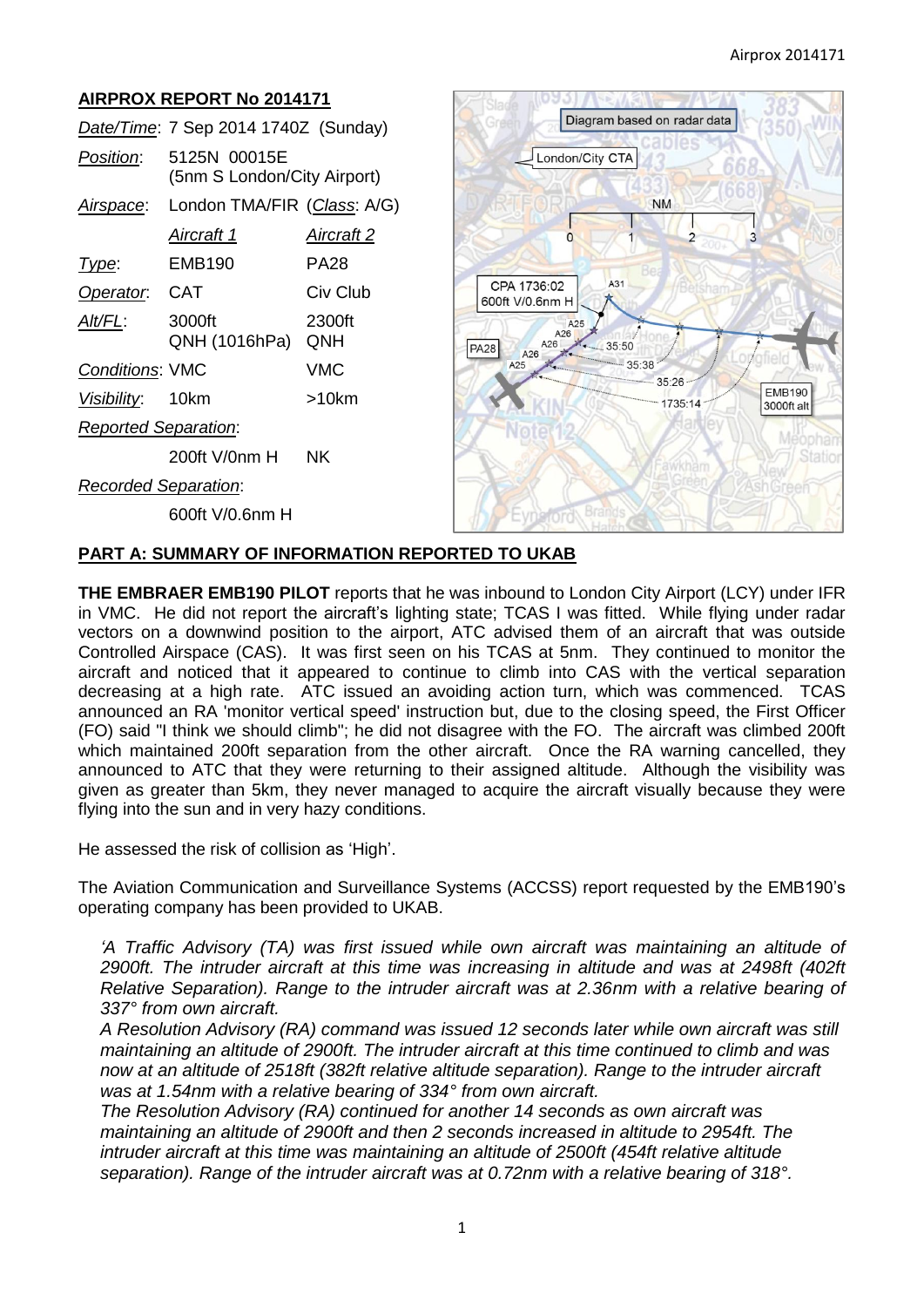## AIRPROX REPORT No 2014171

| | | |
|---|---|---|
| *Date/Time*: | 7 Sep 2014 1740Z (Sunday) | |
| *Position*: | 5125N 00015E (5nm S London/City Airport) | |
| *Airspace*: | London TMA/FIR (*Class*: A/G) | |
| | *Aircraft 1* | *Aircraft 2* |
| *Type*: | EMB190 | PA28 |
| *Operator*: | CAT | Civ Club |
| *Alt/FL*: | 3000ft QNH (1016hPa) | 2300ft QNH |
| *Conditions*: | VMC | VMC |
| *Visibility*: | 10km | >10km |
| *Reported Separation*: | | |
| | 200ft V/0nm H | NK |
| *Recorded Separation*: | | |
| | 600ft V/0.6nm H | |

Diagram based on radar data

## PART A: SUMMARY OF INFORMATION REPORTED TO UKAB

**THE EMBRAER EMB190 PILOT** reports that he was inbound to London City Airport (LCY) under IFR in VMC. He did not report the aircraft's lighting state; TCAS I was fitted. While flying under radar vectors on a downwind position to the airport, ATC advised them of an aircraft that was outside Controlled Airspace (CAS). It was first seen on his TCAS at 5nm. They continued to monitor the aircraft and noticed that it appeared to continue to climb into CAS with the vertical separation decreasing at a high rate. ATC issued an avoiding action turn, which was commenced. TCAS announced an RA 'monitor vertical speed' instruction but, due to the closing speed, the First Officer (FO) said "I think we should climb"; he did not disagree with the FO. The aircraft was climbed 200ft which maintained 200ft separation from the other aircraft. Once the RA warning cancelled, they announced to ATC that they were returning to their assigned altitude. Although the visibility was given as greater than 5km, they never managed to acquire the aircraft visually because they were flying into the sun and in very hazy conditions.

He assessed the risk of collision as 'High'.

The Aviation Communication and Surveillance Systems (ACCSS) report requested by the EMB190's operating company has been provided to UKAB.

*'A Traffic Advisory (TA) was first issued while own aircraft was maintaining an altitude of 2900ft. The intruder aircraft at this time was increasing in altitude and was at 2498ft (402ft Relative Separation). Range to the intruder aircraft was at 2.36nm with a relative bearing of 337° from own aircraft.*

*A Resolution Advisory (RA) command was issued 12 seconds later while own aircraft was still maintaining an altitude of 2900ft. The intruder aircraft at this time continued to climb and was now at an altitude of 2518ft (382ft relative altitude separation). Range to the intruder aircraft was at 1.54nm with a relative bearing of 334° from own aircraft.*

*The Resolution Advisory (RA) continued for another 14 seconds as own aircraft was maintaining an altitude of 2900ft and then 2 seconds increased in altitude to 2954ft. The intruder aircraft at this time was maintaining an altitude of 2500ft (454ft relative altitude separation). Range of the intruder aircraft was at 0.72nm with a relative bearing of 318°.*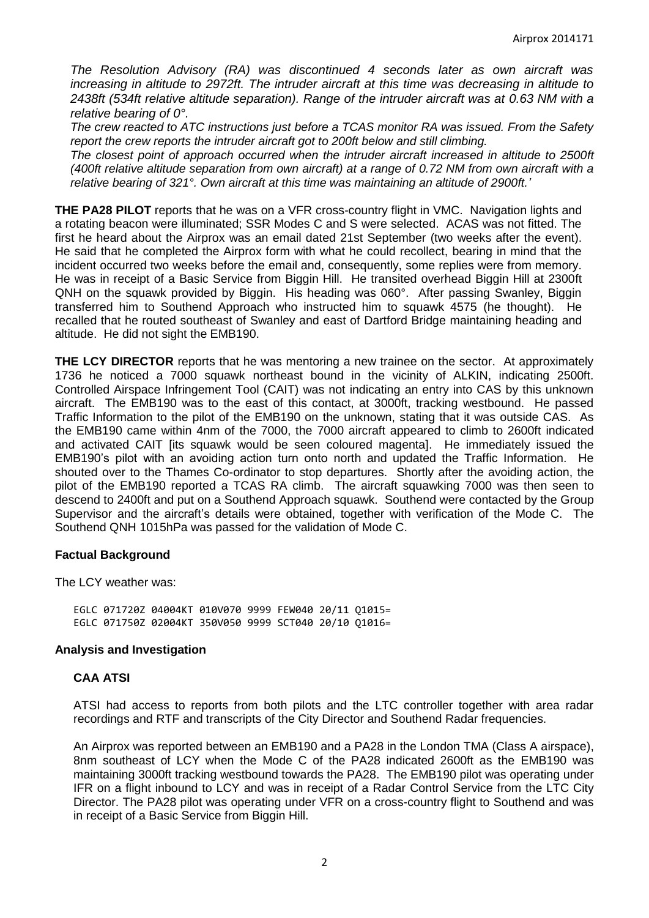*The Resolution Advisory (RA) was discontinued 4 seconds later as own aircraft was increasing in altitude to 2972ft. The intruder aircraft at this time was decreasing in altitude to 2438ft (534ft relative altitude separation). Range of the intruder aircraft was at 0.63 NM with a relative bearing of 0°.*

*The crew reacted to ATC instructions just before a TCAS monitor RA was issued. From the Safety report the crew reports the intruder aircraft got to 200ft below and still climbing.*

*The closest point of approach occurred when the intruder aircraft increased in altitude to 2500ft (400ft relative altitude separation from own aircraft) at a range of 0.72 NM from own aircraft with a relative bearing of 321°. Own aircraft at this time was maintaining an altitude of 2900ft.'*

**THE PA28 PILOT** reports that he was on a VFR cross-country flight in VMC. Navigation lights and a rotating beacon were illuminated; SSR Modes C and S were selected. ACAS was not fitted. The first he heard about the Airprox was an email dated 21st September (two weeks after the event). He said that he completed the Airprox form with what he could recollect, bearing in mind that the incident occurred two weeks before the email and, consequently, some replies were from memory. He was in receipt of a Basic Service from Biggin Hill. He transited overhead Biggin Hill at 2300ft QNH on the squawk provided by Biggin. His heading was 060°. After passing Swanley, Biggin transferred him to Southend Approach who instructed him to squawk 4575 (he thought). He recalled that he routed southeast of Swanley and east of Dartford Bridge maintaining heading and altitude. He did not sight the EMB190.

**THE LCY DIRECTOR** reports that he was mentoring a new trainee on the sector. At approximately 1736 he noticed a 7000 squawk northeast bound in the vicinity of ALKIN, indicating 2500ft. Controlled Airspace Infringement Tool (CAIT) was not indicating an entry into CAS by this unknown aircraft. The EMB190 was to the east of this contact, at 3000ft, tracking westbound. He passed Traffic Information to the pilot of the EMB190 on the unknown, stating that it was outside CAS. As the EMB190 came within 4nm of the 7000, the 7000 aircraft appeared to climb to 2600ft indicated and activated CAIT [its squawk would be seen coloured magenta]. He immediately issued the EMB190's pilot with an avoiding action turn onto north and updated the Traffic Information. He shouted over to the Thames Co-ordinator to stop departures. Shortly after the avoiding action, the pilot of the EMB190 reported a TCAS RA climb. The aircraft squawking 7000 was then seen to descend to 2400ft and put on a Southend Approach squawk. Southend were contacted by the Group Supervisor and the aircraft's details were obtained, together with verification of the Mode C. The Southend QNH 1015hPa was passed for the validation of Mode C.

## Factual Background

The LCY weather was:

```
EGLC 071720Z 04004KT 010V070 9999 FEW040 20/11 Q1015=
EGLC 071750Z 02004KT 350V050 9999 SCT040 20/10 Q1016=
```

## Analysis and Investigation

### CAA ATSI

ATSI had access to reports from both pilots and the LTC controller together with area radar recordings and RTF and transcripts of the City Director and Southend Radar frequencies.

An Airprox was reported between an EMB190 and a PA28 in the London TMA (Class A airspace), 8nm southeast of LCY when the Mode C of the PA28 indicated 2600ft as the EMB190 was maintaining 3000ft tracking westbound towards the PA28. The EMB190 pilot was operating under IFR on a flight inbound to LCY and was in receipt of a Radar Control Service from the LTC City Director. The PA28 pilot was operating under VFR on a cross-country flight to Southend and was in receipt of a Basic Service from Biggin Hill.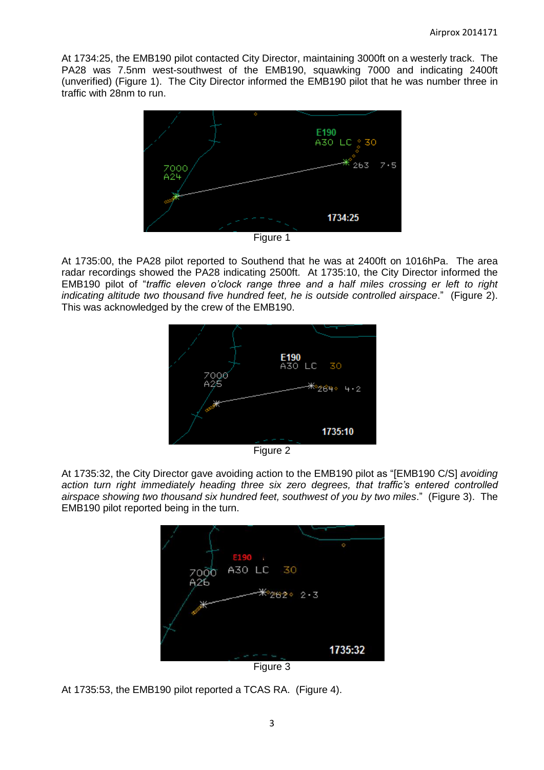At 1734:25, the EMB190 pilot contacted City Director, maintaining 3000ft on a westerly track. The PA28 was 7.5nm west-southwest of the EMB190, squawking 7000 and indicating 2400ft (unverified) (Figure 1). The City Director informed the EMB190 pilot that he was number three in traffic with 28nm to run.

Figure 1

At 1735:00, the PA28 pilot reported to Southend that he was at 2400ft on 1016hPa. The area radar recordings showed the PA28 indicating 2500ft. At 1735:10, the City Director informed the EMB190 pilot of "*traffic eleven o'clock range three and a half miles crossing er left to right indicating altitude two thousand five hundred feet, he is outside controlled airspace*." (Figure 2). This was acknowledged by the crew of the EMB190.

Figure 2

At 1735:32, the City Director gave avoiding action to the EMB190 pilot as "[EMB190 C/S] *avoiding action turn right immediately heading three six zero degrees, that traffic's entered controlled airspace showing two thousand six hundred feet, southwest of you by two miles*." (Figure 3). The EMB190 pilot reported being in the turn.

Figure 3

At 1735:53, the EMB190 pilot reported a TCAS RA. (Figure 4).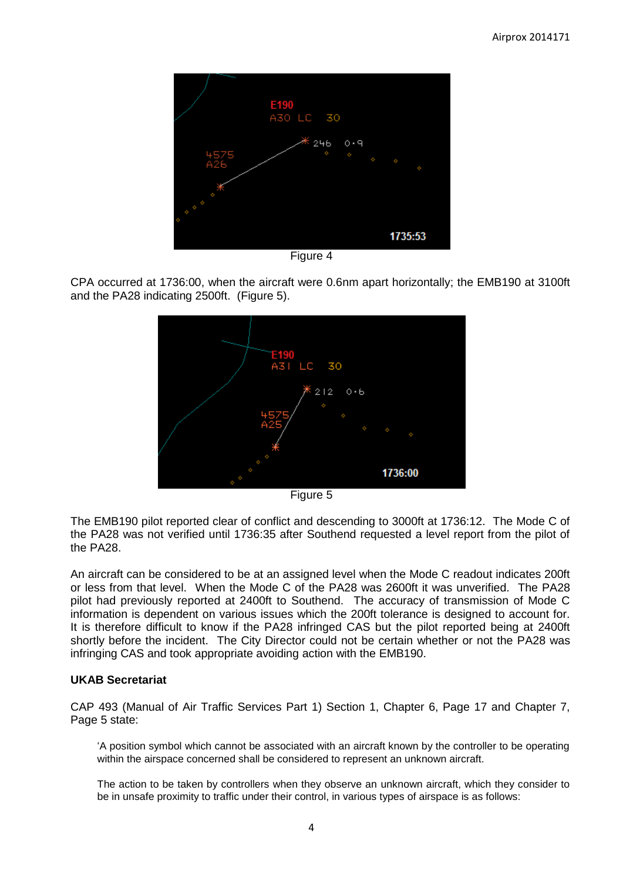Figure 4

CPA occurred at 1736:00, when the aircraft were 0.6nm apart horizontally; the EMB190 at 3100ft and the PA28 indicating 2500ft. (Figure 5).

Figure 5

The EMB190 pilot reported clear of conflict and descending to 3000ft at 1736:12. The Mode C of the PA28 was not verified until 1736:35 after Southend requested a level report from the pilot of the PA28.

An aircraft can be considered to be at an assigned level when the Mode C readout indicates 200ft or less from that level. When the Mode C of the PA28 was 2600ft it was unverified. The PA28 pilot had previously reported at 2400ft to Southend. The accuracy of transmission of Mode C information is dependent on various issues which the 200ft tolerance is designed to account for. It is therefore difficult to know if the PA28 infringed CAS but the pilot reported being at 2400ft shortly before the incident. The City Director could not be certain whether or not the PA28 was infringing CAS and took appropriate avoiding action with the EMB190.

**UKAB Secretariat**

CAP 493 (Manual of Air Traffic Services Part 1) Section 1, Chapter 6, Page 17 and Chapter 7, Page 5 state:

> 'A position symbol which cannot be associated with an aircraft known by the controller to be operating within the airspace concerned shall be considered to represent an unknown aircraft.
>
> The action to be taken by controllers when they observe an unknown aircraft, which they consider to be in unsafe proximity to traffic under their control, in various types of airspace is as follows: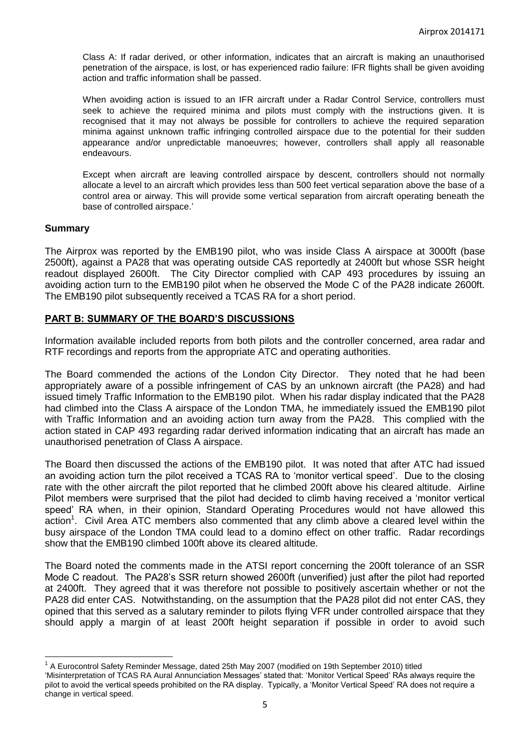Class A: If radar derived, or other information, indicates that an aircraft is making an unauthorised penetration of the airspace, is lost, or has experienced radio failure: IFR flights shall be given avoiding action and traffic information shall be passed.

When avoiding action is issued to an IFR aircraft under a Radar Control Service, controllers must seek to achieve the required minima and pilots must comply with the instructions given. It is recognised that it may not always be possible for controllers to achieve the required separation minima against unknown traffic infringing controlled airspace due to the potential for their sudden appearance and/or unpredictable manoeuvres; however, controllers shall apply all reasonable endeavours.

Except when aircraft are leaving controlled airspace by descent, controllers should not normally allocate a level to an aircraft which provides less than 500 feet vertical separation above the base of a control area or airway. This will provide some vertical separation from aircraft operating beneath the base of controlled airspace.'

### Summary

The Airprox was reported by the EMB190 pilot, who was inside Class A airspace at 3000ft (base 2500ft), against a PA28 that was operating outside CAS reportedly at 2400ft but whose SSR height readout displayed 2600ft. The City Director complied with CAP 493 procedures by issuing an avoiding action turn to the EMB190 pilot when he observed the Mode C of the PA28 indicate 2600ft. The EMB190 pilot subsequently received a TCAS RA for a short period.

## PART B: SUMMARY OF THE BOARD'S DISCUSSIONS

Information available included reports from both pilots and the controller concerned, area radar and RTF recordings and reports from the appropriate ATC and operating authorities.

The Board commended the actions of the London City Director. They noted that he had been appropriately aware of a possible infringement of CAS by an unknown aircraft (the PA28) and had issued timely Traffic Information to the EMB190 pilot. When his radar display indicated that the PA28 had climbed into the Class A airspace of the London TMA, he immediately issued the EMB190 pilot with Traffic Information and an avoiding action turn away from the PA28. This complied with the action stated in CAP 493 regarding radar derived information indicating that an aircraft has made an unauthorised penetration of Class A airspace.

The Board then discussed the actions of the EMB190 pilot. It was noted that after ATC had issued an avoiding action turn the pilot received a TCAS RA to 'monitor vertical speed'. Due to the closing rate with the other aircraft the pilot reported that he climbed 200ft above his cleared altitude. Airline Pilot members were surprised that the pilot had decided to climb having received a 'monitor vertical speed' RA when, in their opinion, Standard Operating Procedures would not have allowed this action[1]. Civil Area ATC members also commented that any climb above a cleared level within the busy airspace of the London TMA could lead to a domino effect on other traffic. Radar recordings show that the EMB190 climbed 100ft above its cleared altitude.

The Board noted the comments made in the ATSI report concerning the 200ft tolerance of an SSR Mode C readout. The PA28's SSR return showed 2600ft (unverified) just after the pilot had reported at 2400ft. They agreed that it was therefore not possible to positively ascertain whether or not the PA28 did enter CAS. Notwithstanding, on the assumption that the PA28 pilot did not enter CAS, they opined that this served as a salutary reminder to pilots flying VFR under controlled airspace that they should apply a margin of at least 200ft height separation if possible in order to avoid such

---

[1] A Eurocontrol Safety Reminder Message, dated 25th May 2007 (modified on 19th September 2010) titled 'Misinterpretation of TCAS RA Aural Annunciation Messages' stated that: 'Monitor Vertical Speed' RAs always require the pilot to avoid the vertical speeds prohibited on the RA display. Typically, a 'Monitor Vertical Speed' RA does not require a change in vertical speed.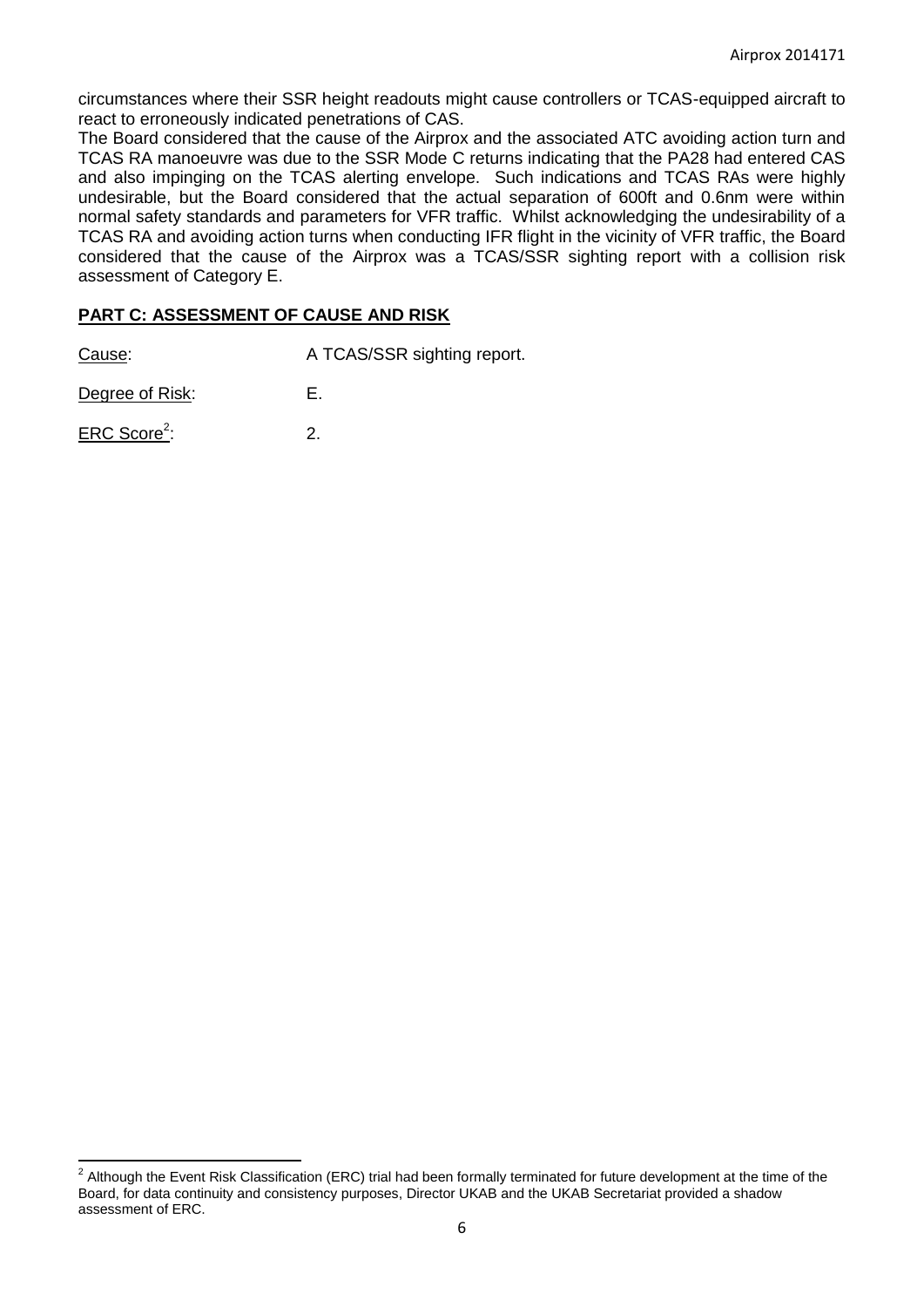circumstances where their SSR height readouts might cause controllers or TCAS-equipped aircraft to react to erroneously indicated penetrations of CAS.

The Board considered that the cause of the Airprox and the associated ATC avoiding action turn and TCAS RA manoeuvre was due to the SSR Mode C returns indicating that the PA28 had entered CAS and also impinging on the TCAS alerting envelope. Such indications and TCAS RAs were highly undesirable, but the Board considered that the actual separation of 600ft and 0.6nm were within normal safety standards and parameters for VFR traffic. Whilst acknowledging the undesirability of a TCAS RA and avoiding action turns when conducting IFR flight in the vicinity of VFR traffic, the Board considered that the cause of the Airprox was a TCAS/SSR sighting report with a collision risk assessment of Category E.

## **PART C: ASSESSMENT OF CAUSE AND RISK**

| | |
|---|---|
| Cause: | A TCAS/SSR sighting report. |
| Degree of Risk: | E. |
| ERC Score[2]: | 2. |

[2] Although the Event Risk Classification (ERC) trial had been formally terminated for future development at the time of the Board, for data continuity and consistency purposes, Director UKAB and the UKAB Secretariat provided a shadow assessment of ERC.